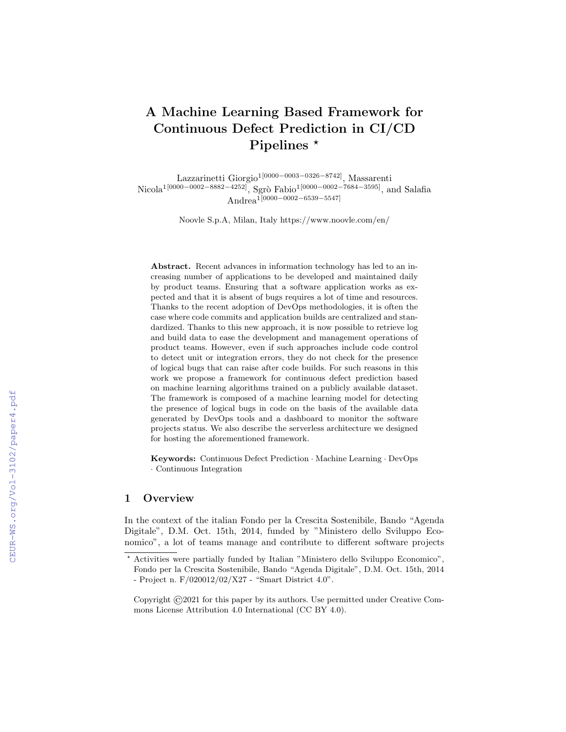# A Machine Learning Based Framework for Continuous Defect Prediction in CI/CD Pipelines *

Lazzarinetti Giorgio[1[0000−0003−0326−8742]], Massarenti Nicola[1[0000−0002−8882−4252]], Sgrò Fabio[1[0000−0002−7684−3595]], and Salafia Andrea[1[0000−0002−6539−5547]]

Noovle S.p.A, Milan, Italy https://www.noovle.com/en/

**Abstract.** Recent advances in information technology has led to an increasing number of applications to be developed and maintained daily by product teams. Ensuring that a software application works as expected and that it is absent of bugs requires a lot of time and resources. Thanks to the recent adoption of DevOps methodologies, it is often the case where code commits and application builds are centralized and standardized. Thanks to this new approach, it is now possible to retrieve log and build data to ease the development and management operations of product teams. However, even if such approaches include code control to detect unit or integration errors, they do not check for the presence of logical bugs that can raise after code builds. For such reasons in this work we propose a framework for continuous defect prediction based on machine learning algorithms trained on a publicly available dataset. The framework is composed of a machine learning model for detecting the presence of logical bugs in code on the basis of the available data generated by DevOps tools and a dashboard to monitor the software projects status. We also describe the serverless architecture we designed for hosting the aforementioned framework.

**Keywords:** Continuous Defect Prediction · Machine Learning · DevOps · Continuous Integration

## 1 Overview

In the context of the italian Fondo per la Crescita Sostenibile, Bando "Agenda Digitale", D.M. Oct. 15th, 2014, funded by "Ministero dello Sviluppo Economico", a lot of teams manage and contribute to different software projects

* Activities were partially funded by Italian "Ministero dello Sviluppo Economico", Fondo per la Crescita Sostenibile, Bando "Agenda Digitale", D.M. Oct. 15th, 2014 - Project n. F/020012/02/X27 - "Smart District 4.0".

Copyright ©2021 for this paper by its authors. Use permitted under Creative Commons License Attribution 4.0 International (CC BY 4.0).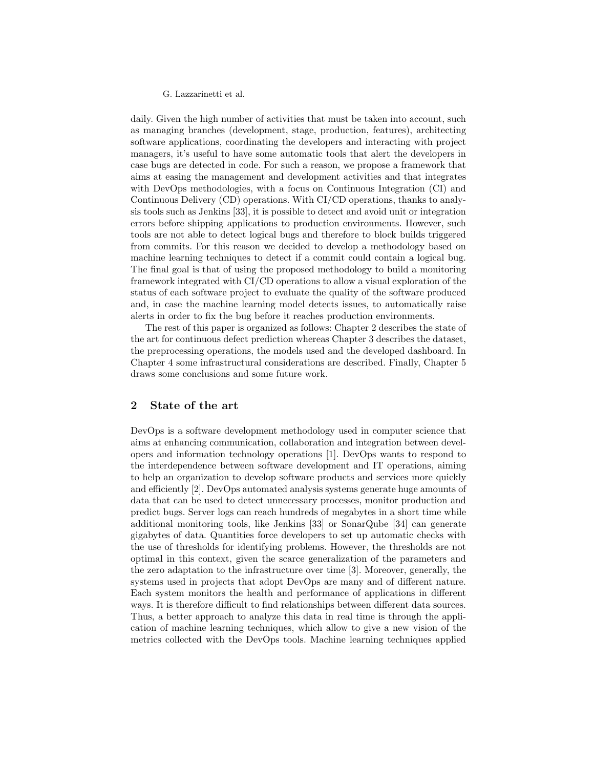daily. Given the high number of activities that must be taken into account, such as managing branches (development, stage, production, features), architecting software applications, coordinating the developers and interacting with project managers, it's useful to have some automatic tools that alert the developers in case bugs are detected in code. For such a reason, we propose a framework that aims at easing the management and development activities and that integrates with DevOps methodologies, with a focus on Continuous Integration (CI) and Continuous Delivery (CD) operations. With CI/CD operations, thanks to analysis tools such as Jenkins [33], it is possible to detect and avoid unit or integration errors before shipping applications to production environments. However, such tools are not able to detect logical bugs and therefore to block builds triggered from commits. For this reason we decided to develop a methodology based on machine learning techniques to detect if a commit could contain a logical bug. The final goal is that of using the proposed methodology to build a monitoring framework integrated with CI/CD operations to allow a visual exploration of the status of each software project to evaluate the quality of the software produced and, in case the machine learning model detects issues, to automatically raise alerts in order to fix the bug before it reaches production environments.

The rest of this paper is organized as follows: Chapter 2 describes the state of the art for continuous defect prediction whereas Chapter 3 describes the dataset, the preprocessing operations, the models used and the developed dashboard. In Chapter 4 some infrastructural considerations are described. Finally, Chapter 5 draws some conclusions and some future work.

## 2 State of the art

DevOps is a software development methodology used in computer science that aims at enhancing communication, collaboration and integration between developers and information technology operations [1]. DevOps wants to respond to the interdependence between software development and IT operations, aiming to help an organization to develop software products and services more quickly and efficiently [2]. DevOps automated analysis systems generate huge amounts of data that can be used to detect unnecessary processes, monitor production and predict bugs. Server logs can reach hundreds of megabytes in a short time while additional monitoring tools, like Jenkins [33] or SonarQube [34] can generate gigabytes of data. Quantities force developers to set up automatic checks with the use of thresholds for identifying problems. However, the thresholds are not optimal in this context, given the scarce generalization of the parameters and the zero adaptation to the infrastructure over time [3]. Moreover, generally, the systems used in projects that adopt DevOps are many and of different nature. Each system monitors the health and performance of applications in different ways. It is therefore difficult to find relationships between different data sources. Thus, a better approach to analyze this data in real time is through the application of machine learning techniques, which allow to give a new vision of the metrics collected with the DevOps tools. Machine learning techniques applied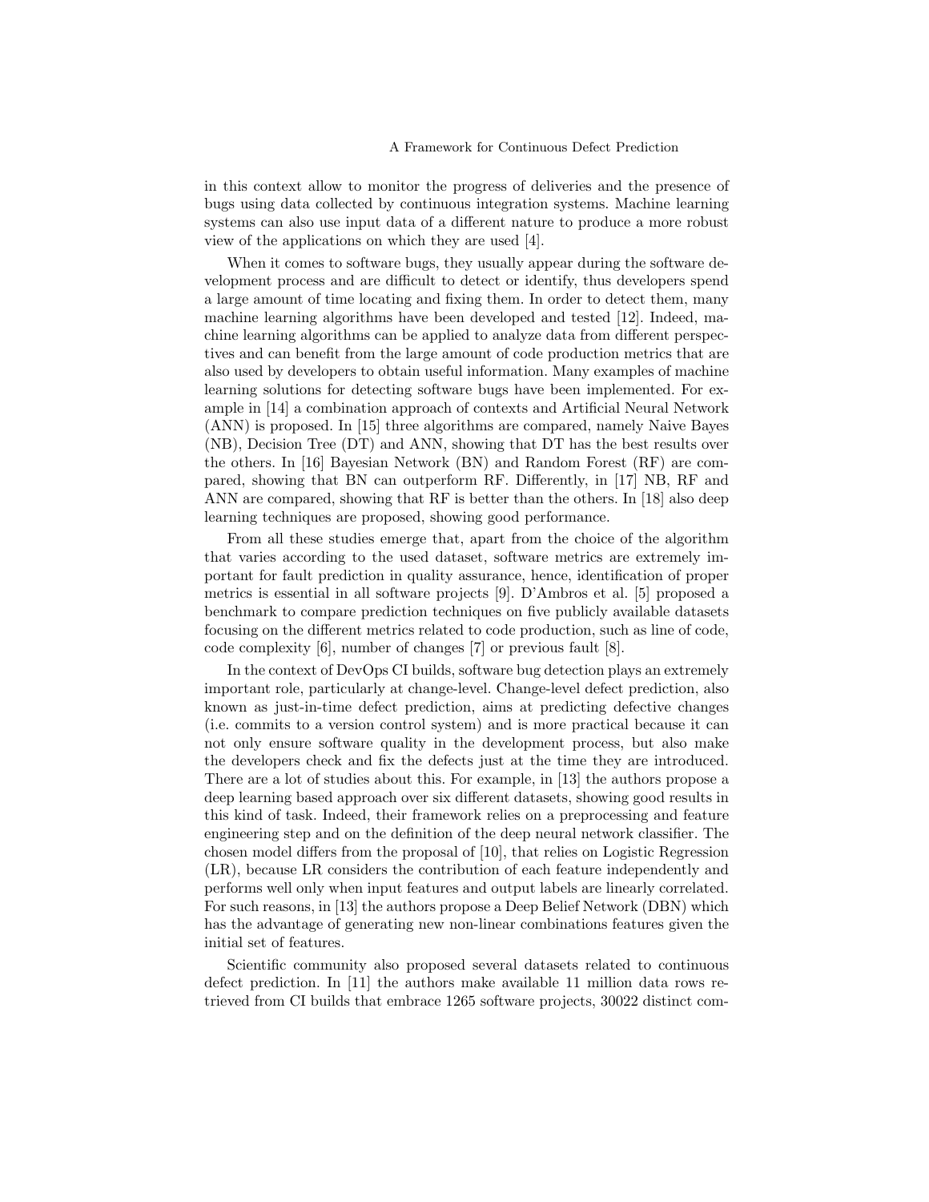in this context allow to monitor the progress of deliveries and the presence of bugs using data collected by continuous integration systems. Machine learning systems can also use input data of a different nature to produce a more robust view of the applications on which they are used [4].

When it comes to software bugs, they usually appear during the software development process and are difficult to detect or identify, thus developers spend a large amount of time locating and fixing them. In order to detect them, many machine learning algorithms have been developed and tested [12]. Indeed, machine learning algorithms can be applied to analyze data from different perspectives and can benefit from the large amount of code production metrics that are also used by developers to obtain useful information. Many examples of machine learning solutions for detecting software bugs have been implemented. For example in [14] a combination approach of contexts and Artificial Neural Network (ANN) is proposed. In [15] three algorithms are compared, namely Naive Bayes (NB), Decision Tree (DT) and ANN, showing that DT has the best results over the others. In [16] Bayesian Network (BN) and Random Forest (RF) are compared, showing that BN can outperform RF. Differently, in [17] NB, RF and ANN are compared, showing that RF is better than the others. In [18] also deep learning techniques are proposed, showing good performance.

From all these studies emerge that, apart from the choice of the algorithm that varies according to the used dataset, software metrics are extremely important for fault prediction in quality assurance, hence, identification of proper metrics is essential in all software projects [9]. D'Ambros et al. [5] proposed a benchmark to compare prediction techniques on five publicly available datasets focusing on the different metrics related to code production, such as line of code, code complexity [6], number of changes [7] or previous fault [8].

In the context of DevOps CI builds, software bug detection plays an extremely important role, particularly at change-level. Change-level defect prediction, also known as just-in-time defect prediction, aims at predicting defective changes (i.e. commits to a version control system) and is more practical because it can not only ensure software quality in the development process, but also make the developers check and fix the defects just at the time they are introduced. There are a lot of studies about this. For example, in [13] the authors propose a deep learning based approach over six different datasets, showing good results in this kind of task. Indeed, their framework relies on a preprocessing and feature engineering step and on the definition of the deep neural network classifier. The chosen model differs from the proposal of [10], that relies on Logistic Regression (LR), because LR considers the contribution of each feature independently and performs well only when input features and output labels are linearly correlated. For such reasons, in [13] the authors propose a Deep Belief Network (DBN) which has the advantage of generating new non-linear combinations features given the initial set of features.

Scientific community also proposed several datasets related to continuous defect prediction. In [11] the authors make available 11 million data rows retrieved from CI builds that embrace 1265 software projects, 30022 distinct com-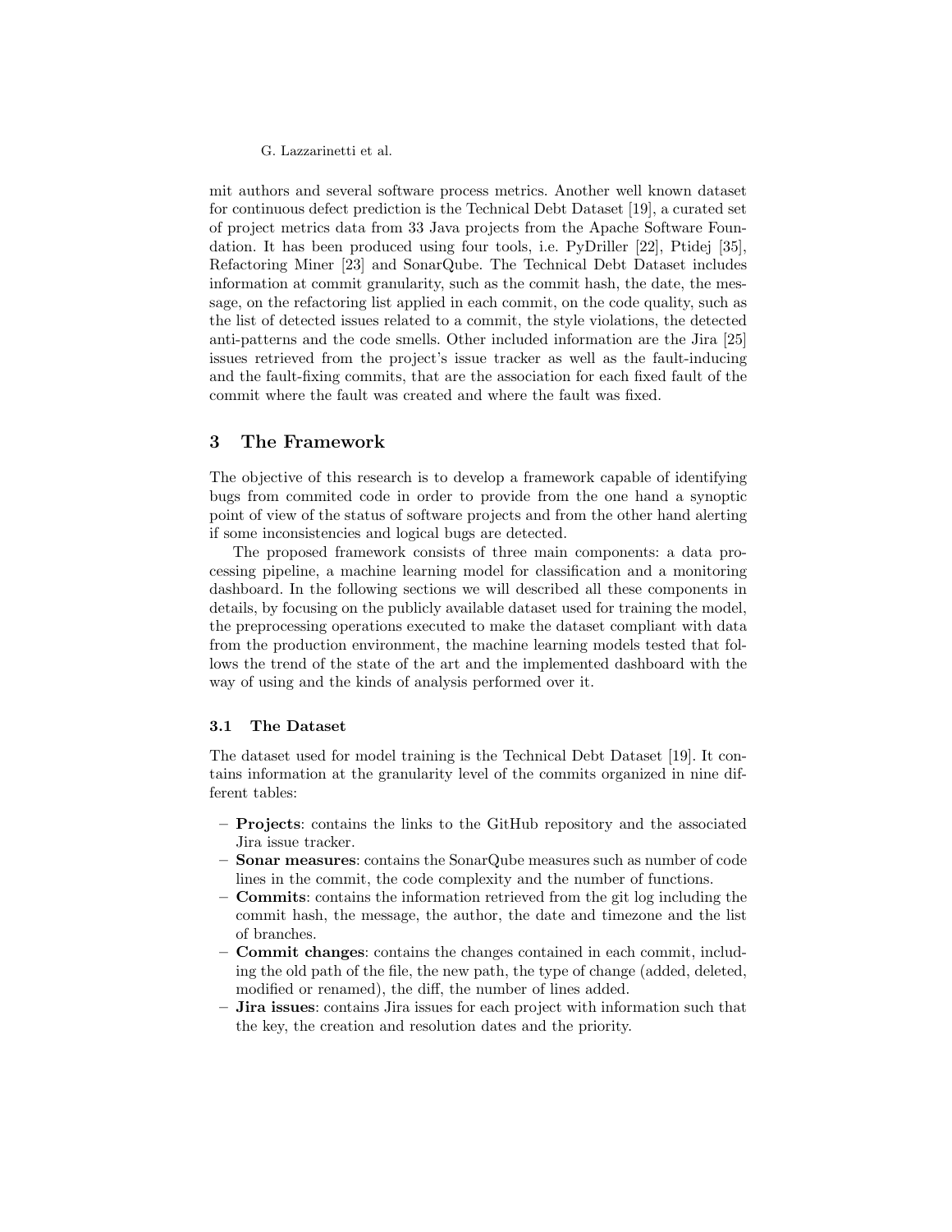mit authors and several software process metrics. Another well known dataset for continuous defect prediction is the Technical Debt Dataset [19], a curated set of project metrics data from 33 Java projects from the Apache Software Foundation. It has been produced using four tools, i.e. PyDriller [22], Ptidej [35], Refactoring Miner [23] and SonarQube. The Technical Debt Dataset includes information at commit granularity, such as the commit hash, the date, the message, on the refactoring list applied in each commit, on the code quality, such as the list of detected issues related to a commit, the style violations, the detected anti-patterns and the code smells. Other included information are the Jira [25] issues retrieved from the project's issue tracker as well as the fault-inducing and the fault-fixing commits, that are the association for each fixed fault of the commit where the fault was created and where the fault was fixed.

## 3 The Framework

The objective of this research is to develop a framework capable of identifying bugs from commited code in order to provide from the one hand a synoptic point of view of the status of software projects and from the other hand alerting if some inconsistencies and logical bugs are detected.

The proposed framework consists of three main components: a data processing pipeline, a machine learning model for classification and a monitoring dashboard. In the following sections we will described all these components in details, by focusing on the publicly available dataset used for training the model, the preprocessing operations executed to make the dataset compliant with data from the production environment, the machine learning models tested that follows the trend of the state of the art and the implemented dashboard with the way of using and the kinds of analysis performed over it.

### 3.1 The Dataset

The dataset used for model training is the Technical Debt Dataset [19]. It contains information at the granularity level of the commits organized in nine different tables:

- **Projects**: contains the links to the GitHub repository and the associated Jira issue tracker.
- **Sonar measures**: contains the SonarQube measures such as number of code lines in the commit, the code complexity and the number of functions.
- **Commits**: contains the information retrieved from the git log including the commit hash, the message, the author, the date and timezone and the list of branches.
- **Commit changes**: contains the changes contained in each commit, including the old path of the file, the new path, the type of change (added, deleted, modified or renamed), the diff, the number of lines added.
- **Jira issues**: contains Jira issues for each project with information such that the key, the creation and resolution dates and the priority.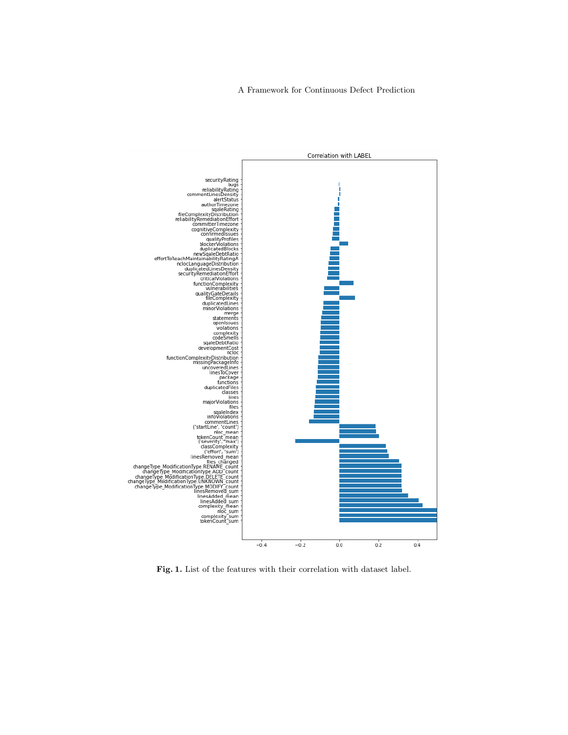**Fig. 1.** List of the features with their correlation with dataset label.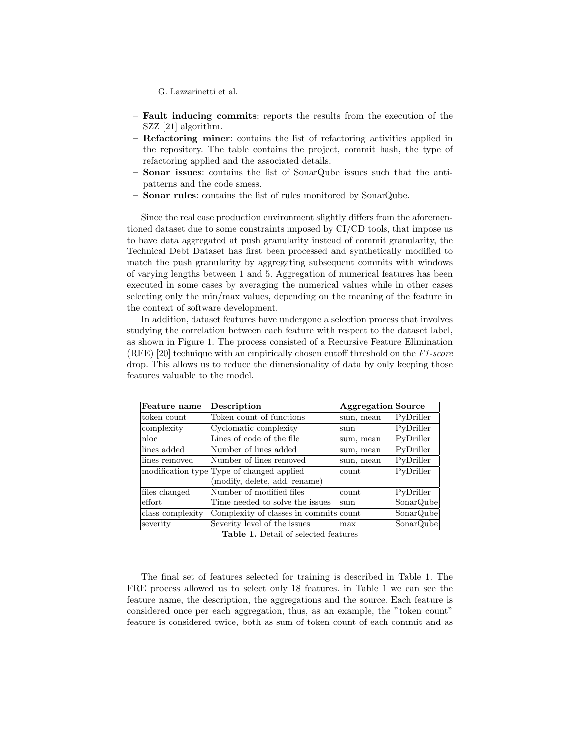- **Fault inducing commits**: reports the results from the execution of the SZZ [21] algorithm.
- **Refactoring miner**: contains the list of refactoring activities applied in the repository. The table contains the project, commit hash, the type of refactoring applied and the associated details.
- **Sonar issues**: contains the list of SonarQube issues such that the anti-patterns and the code smess.
- **Sonar rules**: contains the list of rules monitored by SonarQube.

Since the real case production environment slightly differs from the aforementioned dataset due to some constraints imposed by CI/CD tools, that impose us to have data aggregated at push granularity instead of commit granularity, the Technical Debt Dataset has first been processed and synthetically modified to match the push granularity by aggregating subsequent commits with windows of varying lengths between 1 and 5. Aggregation of numerical features has been executed in some cases by averaging the numerical values while in other cases selecting only the min/max values, depending on the meaning of the feature in the context of software development.

In addition, dataset features have undergone a selection process that involves studying the correlation between each feature with respect to the dataset label, as shown in Figure 1. The process consisted of a Recursive Feature Elimination (RFE) [20] technique with an empirically chosen cutoff threshold on the *F1-score* drop. This allows us to reduce the dimensionality of data by only keeping those features valuable to the model.

| Feature name | Description | Aggregation | Source |
|---|---|---|---|
| token count | Token count of functions | sum, mean | PyDriller |
| complexity | Cyclomatic complexity | sum | PyDriller |
| nloc | Lines of code of the file | sum, mean | PyDriller |
| lines added | Number of lines added | sum, mean | PyDriller |
| lines removed | Number of lines removed | sum, mean | PyDriller |
| modification type | Type of changed applied (modify, delete, add, rename) | count | PyDriller |
| files changed | Number of modified files | count | PyDriller |
| effort | Time needed to solve the issues | sum | SonarQube |
| class complexity | Complexity of classes in commits | count | SonarQube |
| severity | Severity level of the issues | max | SonarQube |

**Table 1.** Detail of selected features

The final set of features selected for training is described in Table 1. The FRE process allowed us to select only 18 features. in Table 1 we can see the feature name, the description, the aggregations and the source. Each feature is considered once per each aggregation, thus, as an example, the "token count" feature is considered twice, both as sum of token count of each commit and as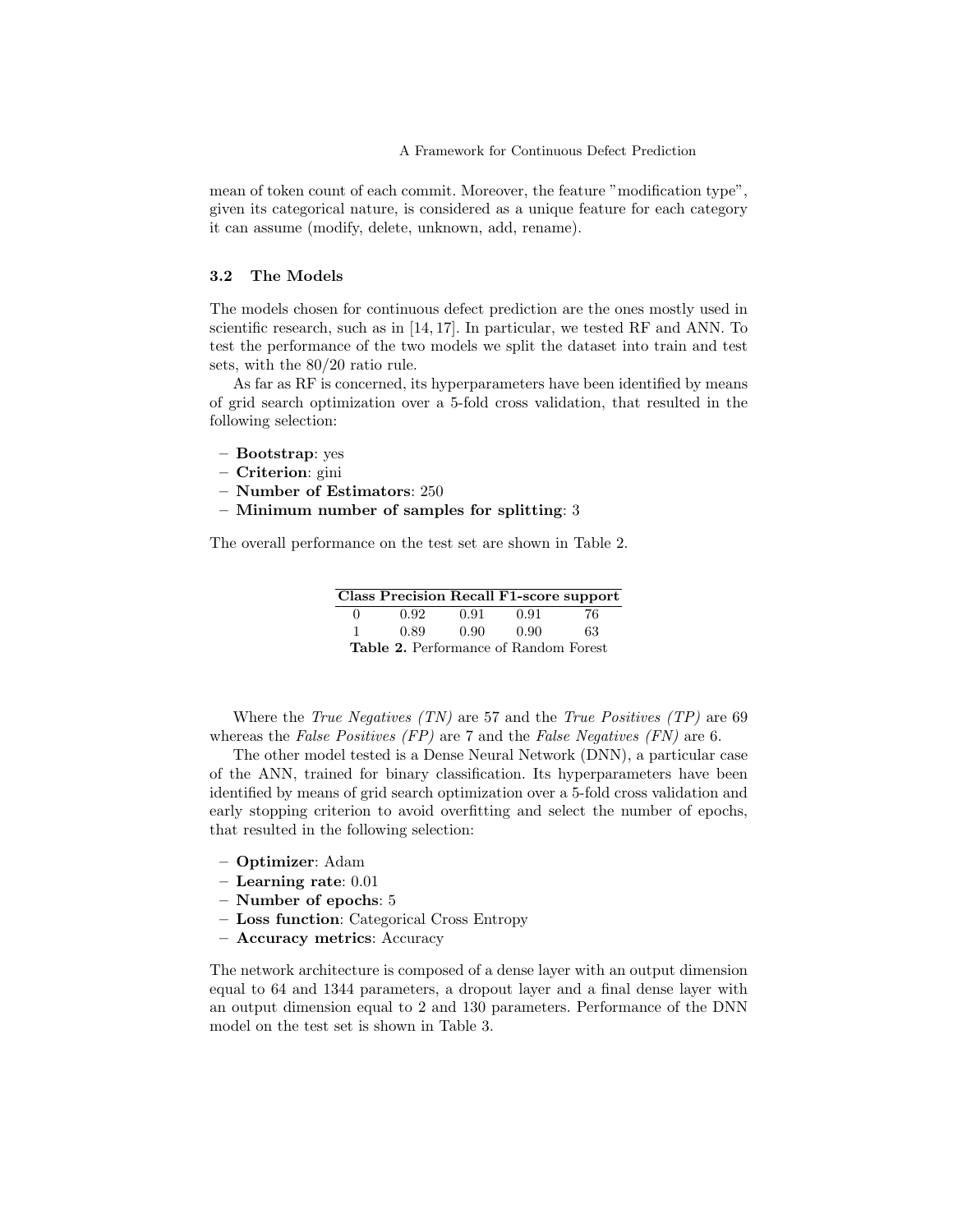mean of token count of each commit. Moreover, the feature "modification type", given its categorical nature, is considered as a unique feature for each category it can assume (modify, delete, unknown, add, rename).

### 3.2 The Models

The models chosen for continuous defect prediction are the ones mostly used in scientific research, such as in [14, 17]. In particular, we tested RF and ANN. To test the performance of the two models we split the dataset into train and test sets, with the 80/20 ratio rule.

As far as RF is concerned, its hyperparameters have been identified by means of grid search optimization over a 5-fold cross validation, that resulted in the following selection:

- **Bootstrap**: yes
- **Criterion**: gini
- **Number of Estimators**: 250
- **Minimum number of samples for splitting**: 3

The overall performance on the test set are shown in Table 2.

| Class | Precision | Recall | F1-score | support |
|---|---|---|---|---|
| 0 | 0.92 | 0.91 | 0.91 | 76 |
| 1 | 0.89 | 0.90 | 0.90 | 63 |

**Table 2.** Performance of Random Forest

Where the *True Negatives (TN)* are 57 and the *True Positives (TP)* are 69 whereas the *False Positives (FP)* are 7 and the *False Negatives (FN)* are 6.

The other model tested is a Dense Neural Network (DNN), a particular case of the ANN, trained for binary classification. Its hyperparameters have been identified by means of grid search optimization over a 5-fold cross validation and early stopping criterion to avoid overfitting and select the number of epochs, that resulted in the following selection:

- **Optimizer**: Adam
- **Learning rate**: 0.01
- **Number of epochs**: 5
- **Loss function**: Categorical Cross Entropy
- **Accuracy metrics**: Accuracy

The network architecture is composed of a dense layer with an output dimension equal to 64 and 1344 parameters, a dropout layer and a final dense layer with an output dimension equal to 2 and 130 parameters. Performance of the DNN model on the test set is shown in Table 3.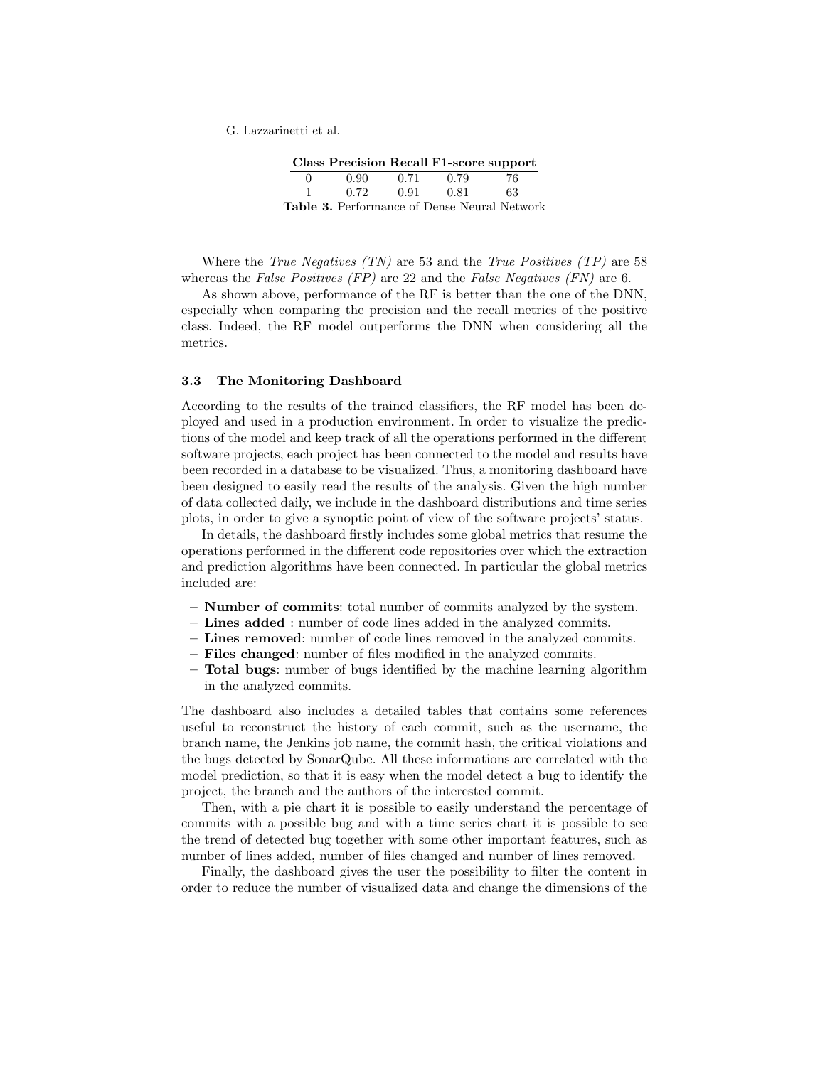| Class | Precision | Recall | F1-score | support |
|---|---|---|---|---|
| 0 | 0.90 | 0.71 | 0.79 | 76 |
| 1 | 0.72 | 0.91 | 0.81 | 63 |

**Table 3.** Performance of Dense Neural Network

Where the *True Negatives (TN)* are 53 and the *True Positives (TP)* are 58 whereas the *False Positives (FP)* are 22 and the *False Negatives (FN)* are 6.

As shown above, performance of the RF is better than the one of the DNN, especially when comparing the precision and the recall metrics of the positive class. Indeed, the RF model outperforms the DNN when considering all the metrics.

### 3.3 The Monitoring Dashboard

According to the results of the trained classifiers, the RF model has been deployed and used in a production environment. In order to visualize the predictions of the model and keep track of all the operations performed in the different software projects, each project has been connected to the model and results have been recorded in a database to be visualized. Thus, a monitoring dashboard have been designed to easily read the results of the analysis. Given the high number of data collected daily, we include in the dashboard distributions and time series plots, in order to give a synoptic point of view of the software projects' status.

In details, the dashboard firstly includes some global metrics that resume the operations performed in the different code repositories over which the extraction and prediction algorithms have been connected. In particular the global metrics included are:

- **Number of commits**: total number of commits analyzed by the system.
- **Lines added** : number of code lines added in the analyzed commits.
- **Lines removed**: number of code lines removed in the analyzed commits.
- **Files changed**: number of files modified in the analyzed commits.
- **Total bugs**: number of bugs identified by the machine learning algorithm in the analyzed commits.

The dashboard also includes a detailed tables that contains some references useful to reconstruct the history of each commit, such as the username, the branch name, the Jenkins job name, the commit hash, the critical violations and the bugs detected by SonarQube. All these informations are correlated with the model prediction, so that it is easy when the model detect a bug to identify the project, the branch and the authors of the interested commit.

Then, with a pie chart it is possible to easily understand the percentage of commits with a possible bug and with a time series chart it is possible to see the trend of detected bug together with some other important features, such as number of lines added, number of files changed and number of lines removed.

Finally, the dashboard gives the user the possibility to filter the content in order to reduce the number of visualized data and change the dimensions of the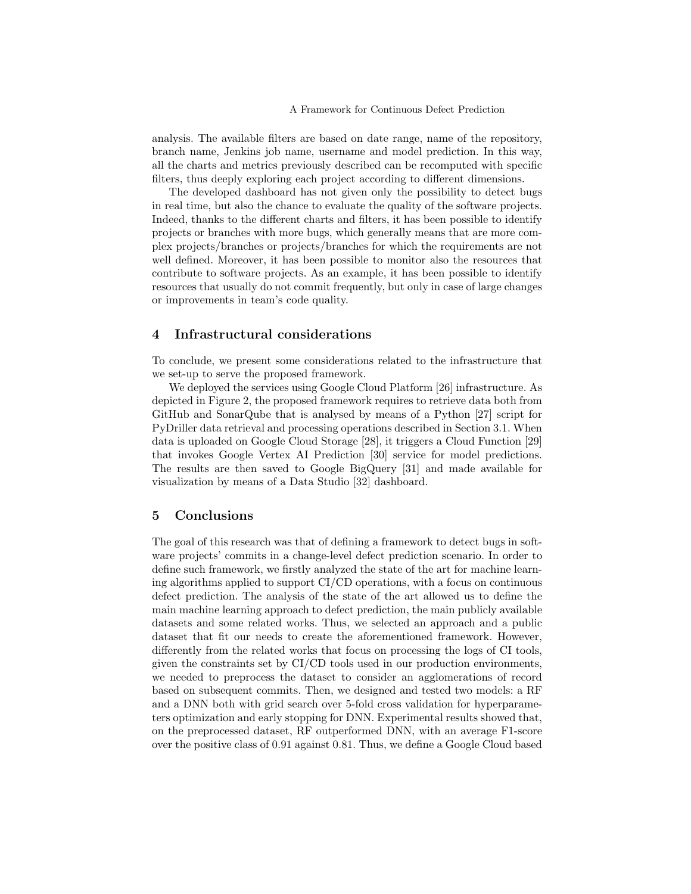analysis. The available filters are based on date range, name of the repository, branch name, Jenkins job name, username and model prediction. In this way, all the charts and metrics previously described can be recomputed with specific filters, thus deeply exploring each project according to different dimensions.

The developed dashboard has not given only the possibility to detect bugs in real time, but also the chance to evaluate the quality of the software projects. Indeed, thanks to the different charts and filters, it has been possible to identify projects or branches with more bugs, which generally means that are more complex projects/branches or projects/branches for which the requirements are not well defined. Moreover, it has been possible to monitor also the resources that contribute to software projects. As an example, it has been possible to identify resources that usually do not commit frequently, but only in case of large changes or improvements in team's code quality.

## 4 Infrastructural considerations

To conclude, we present some considerations related to the infrastructure that we set-up to serve the proposed framework.

We deployed the services using Google Cloud Platform [26] infrastructure. As depicted in Figure 2, the proposed framework requires to retrieve data both from GitHub and SonarQube that is analysed by means of a Python [27] script for PyDriller data retrieval and processing operations described in Section 3.1. When data is uploaded on Google Cloud Storage [28], it triggers a Cloud Function [29] that invokes Google Vertex AI Prediction [30] service for model predictions. The results are then saved to Google BigQuery [31] and made available for visualization by means of a Data Studio [32] dashboard.

## 5 Conclusions

The goal of this research was that of defining a framework to detect bugs in software projects' commits in a change-level defect prediction scenario. In order to define such framework, we firstly analyzed the state of the art for machine learning algorithms applied to support CI/CD operations, with a focus on continuous defect prediction. The analysis of the state of the art allowed us to define the main machine learning approach to defect prediction, the main publicly available datasets and some related works. Thus, we selected an approach and a public dataset that fit our needs to create the aforementioned framework. However, differently from the related works that focus on processing the logs of CI tools, given the constraints set by CI/CD tools used in our production environments, we needed to preprocess the dataset to consider an agglomerations of record based on subsequent commits. Then, we designed and tested two models: a RF and a DNN both with grid search over 5-fold cross validation for hyperparameters optimization and early stopping for DNN. Experimental results showed that, on the preprocessed dataset, RF outperformed DNN, with an average F1-score over the positive class of 0.91 against 0.81. Thus, we define a Google Cloud based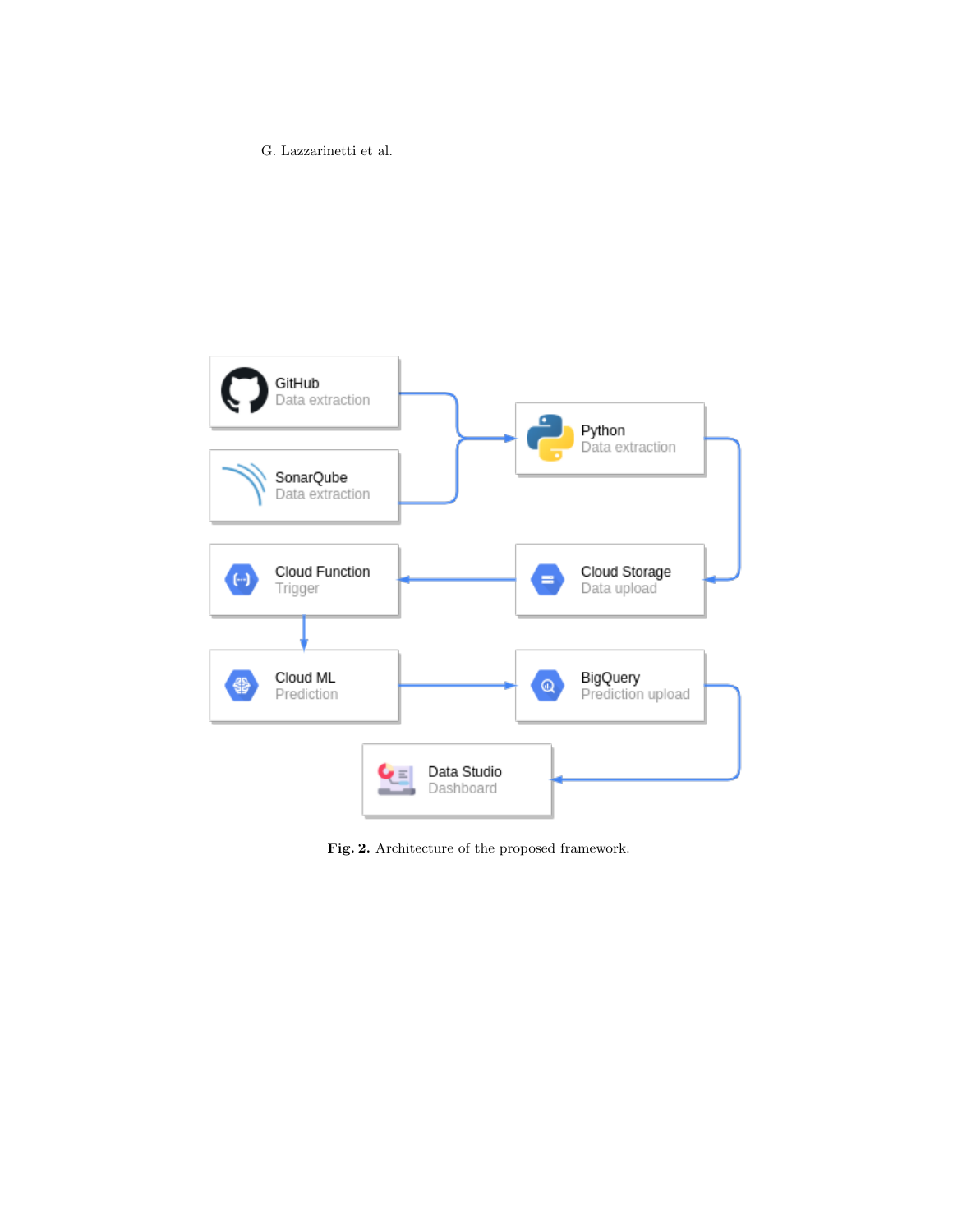Fig. 2. Architecture of the proposed framework.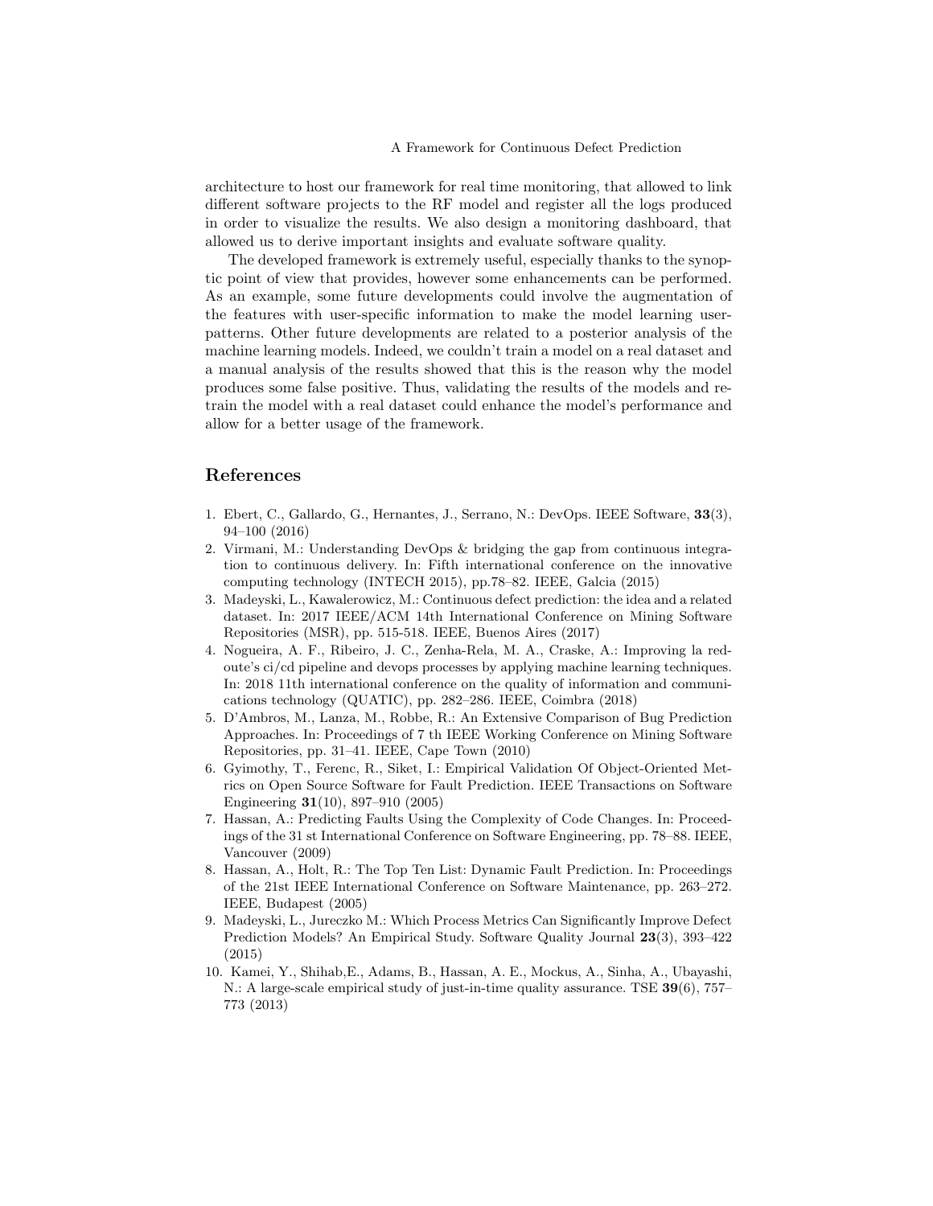architecture to host our framework for real time monitoring, that allowed to link different software projects to the RF model and register all the logs produced in order to visualize the results. We also design a monitoring dashboard, that allowed us to derive important insights and evaluate software quality.

The developed framework is extremely useful, especially thanks to the synoptic point of view that provides, however some enhancements can be performed. As an example, some future developments could involve the augmentation of the features with user-specific information to make the model learning user-patterns. Other future developments are related to a posterior analysis of the machine learning models. Indeed, we couldn't train a model on a real dataset and a manual analysis of the results showed that this is the reason why the model produces some false positive. Thus, validating the results of the models and re-train the model with a real dataset could enhance the model's performance and allow for a better usage of the framework.

## References

1. Ebert, C., Gallardo, G., Hernantes, J., Serrano, N.: DevOps. IEEE Software, **33**(3), 94–100 (2016)
2. Virmani, M.: Understanding DevOps & bridging the gap from continuous integration to continuous delivery. In: Fifth international conference on the innovative computing technology (INTECH 2015), pp.78–82. IEEE, Galcia (2015)
3. Madeyski, L., Kawalerowicz, M.: Continuous defect prediction: the idea and a related dataset. In: 2017 IEEE/ACM 14th International Conference on Mining Software Repositories (MSR), pp. 515-518. IEEE, Buenos Aires (2017)
4. Nogueira, A. F., Ribeiro, J. C., Zenha-Rela, M. A., Craske, A.: Improving la redoute's ci/cd pipeline and devops processes by applying machine learning techniques. In: 2018 11th international conference on the quality of information and communications technology (QUATIC), pp. 282–286. IEEE, Coimbra (2018)
5. D'Ambros, M., Lanza, M., Robbe, R.: An Extensive Comparison of Bug Prediction Approaches. In: Proceedings of 7 th IEEE Working Conference on Mining Software Repositories, pp. 31–41. IEEE, Cape Town (2010)
6. Gyimothy, T., Ferenc, R., Siket, I.: Empirical Validation Of Object-Oriented Metrics on Open Source Software for Fault Prediction. IEEE Transactions on Software Engineering **31**(10), 897–910 (2005)
7. Hassan, A.: Predicting Faults Using the Complexity of Code Changes. In: Proceedings of the 31 st International Conference on Software Engineering, pp. 78–88. IEEE, Vancouver (2009)
8. Hassan, A., Holt, R.: The Top Ten List: Dynamic Fault Prediction. In: Proceedings of the 21st IEEE International Conference on Software Maintenance, pp. 263–272. IEEE, Budapest (2005)
9. Madeyski, L., Jureczko M.: Which Process Metrics Can Significantly Improve Defect Prediction Models? An Empirical Study. Software Quality Journal **23**(3), 393–422 (2015)
10. Kamei, Y., Shihab,E., Adams, B., Hassan, A. E., Mockus, A., Sinha, A., Ubayashi, N.: A large-scale empirical study of just-in-time quality assurance. TSE **39**(6), 757–773 (2013)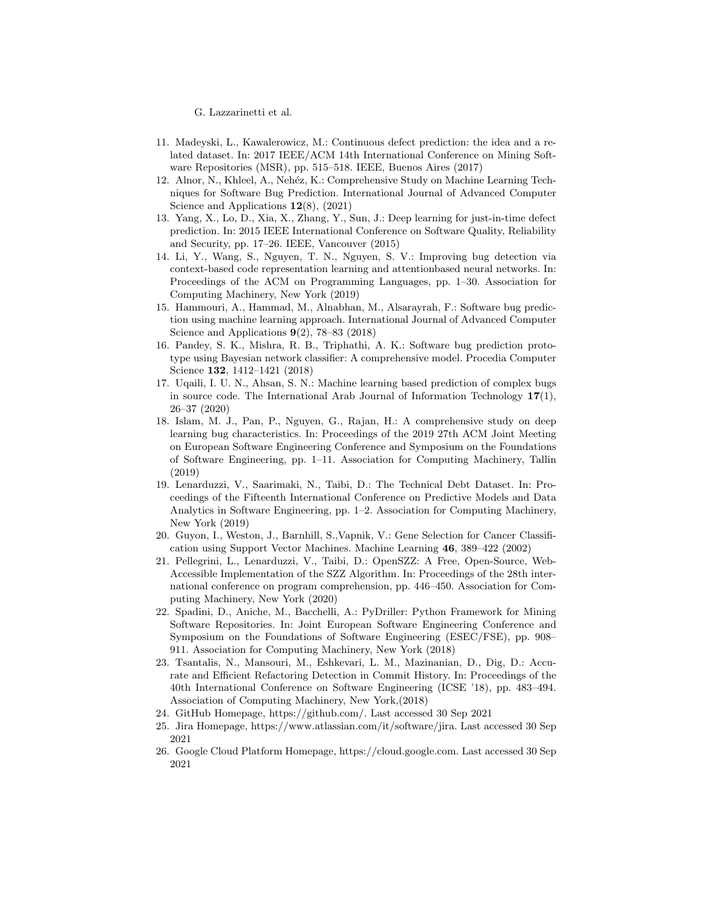11. Madeyski, L., Kawalerowicz, M.: Continuous defect prediction: the idea and a related dataset. In: 2017 IEEE/ACM 14th International Conference on Mining Software Repositories (MSR), pp. 515–518. IEEE, Buenos Aires (2017)
12. Alnor, N., Khleel, A., Nehéz, K.: Comprehensive Study on Machine Learning Techniques for Software Bug Prediction. International Journal of Advanced Computer Science and Applications **12**(8), (2021)
13. Yang, X., Lo, D., Xia, X., Zhang, Y., Sun, J.: Deep learning for just-in-time defect prediction. In: 2015 IEEE International Conference on Software Quality, Reliability and Security, pp. 17–26. IEEE, Vancouver (2015)
14. Li, Y., Wang, S., Nguyen, T. N., Nguyen, S. V.: Improving bug detection via context-based code representation learning and attentionbased neural networks. In: Proceedings of the ACM on Programming Languages, pp. 1–30. Association for Computing Machinery, New York (2019)
15. Hammouri, A., Hammad, M., Alnabhan, M., Alsarayrah, F.: Software bug prediction using machine learning approach. International Journal of Advanced Computer Science and Applications **9**(2), 78–83 (2018)
16. Pandey, S. K., Mishra, R. B., Triphathi, A. K.: Software bug prediction prototype using Bayesian network classifier: A comprehensive model. Procedia Computer Science **132**, 1412–1421 (2018)
17. Uqaili, I. U. N., Ahsan, S. N.: Machine learning based prediction of complex bugs in source code. The International Arab Journal of Information Technology **17**(1), 26–37 (2020)
18. Islam, M. J., Pan, P., Nguyen, G., Rajan, H.: A comprehensive study on deep learning bug characteristics. In: Proceedings of the 2019 27th ACM Joint Meeting on European Software Engineering Conference and Symposium on the Foundations of Software Engineering, pp. 1–11. Association for Computing Machinery, Tallin (2019)
19. Lenarduzzi, V., Saarimaki, N., Taibi, D.: The Technical Debt Dataset. In: Proceedings of the Fifteenth International Conference on Predictive Models and Data Analytics in Software Engineering, pp. 1–2. Association for Computing Machinery, New York (2019)
20. Guyon, I., Weston, J., Barnhill, S.,Vapnik, V.: Gene Selection for Cancer Classification using Support Vector Machines. Machine Learning **46**, 389–422 (2002)
21. Pellegrini, L., Lenarduzzi, V., Taibi, D.: OpenSZZ: A Free, Open-Source, Web-Accessible Implementation of the SZZ Algorithm. In: Proceedings of the 28th international conference on program comprehension, pp. 446–450. Association for Computing Machinery, New York (2020)
22. Spadini, D., Aniche, M., Bacchelli, A.: PyDriller: Python Framework for Mining Software Repositories. In: Joint European Software Engineering Conference and Symposium on the Foundations of Software Engineering (ESEC/FSE), pp. 908–911. Association for Computing Machinery, New York (2018)
23. Tsantalis, N., Mansouri, M., Eshkevari, L. M., Mazinanian, D., Dig, D.: Accurate and Efficient Refactoring Detection in Commit History. In: Proceedings of the 40th International Conference on Software Engineering (ICSE '18), pp. 483–494. Association of Computing Machinery, New York,(2018)
24. GitHub Homepage, https://github.com/. Last accessed 30 Sep 2021
25. Jira Homepage, https://www.atlassian.com/it/software/jira. Last accessed 30 Sep 2021
26. Google Cloud Platform Homepage, https://cloud.google.com. Last accessed 30 Sep 2021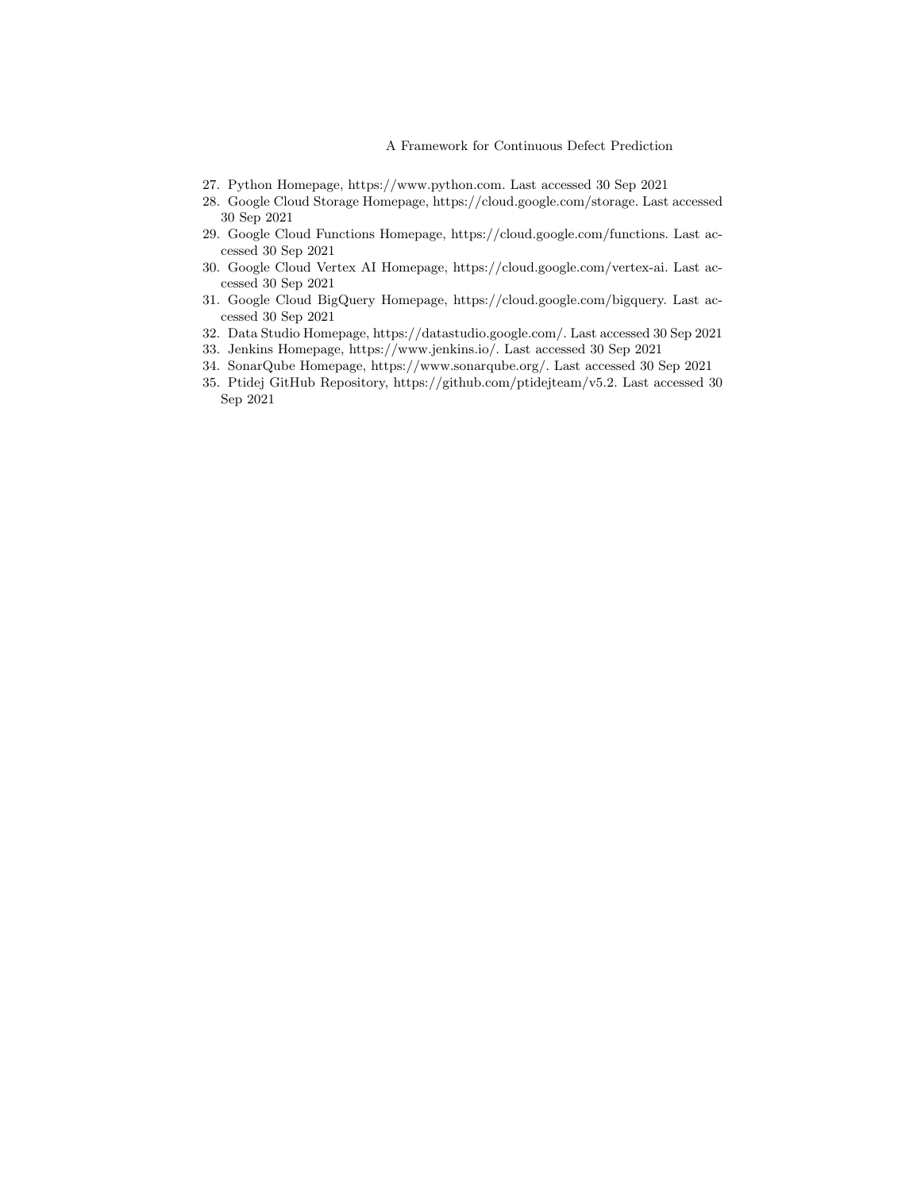27. Python Homepage, https://www.python.com. Last accessed 30 Sep 2021
28. Google Cloud Storage Homepage, https://cloud.google.com/storage. Last accessed 30 Sep 2021
29. Google Cloud Functions Homepage, https://cloud.google.com/functions. Last accessed 30 Sep 2021
30. Google Cloud Vertex AI Homepage, https://cloud.google.com/vertex-ai. Last accessed 30 Sep 2021
31. Google Cloud BigQuery Homepage, https://cloud.google.com/bigquery. Last accessed 30 Sep 2021
32. Data Studio Homepage, https://datastudio.google.com/. Last accessed 30 Sep 2021
33. Jenkins Homepage, https://www.jenkins.io/. Last accessed 30 Sep 2021
34. SonarQube Homepage, https://www.sonarqube.org/. Last accessed 30 Sep 2021
35. Ptidej GitHub Repository, https://github.com/ptidejteam/v5.2. Last accessed 30 Sep 2021